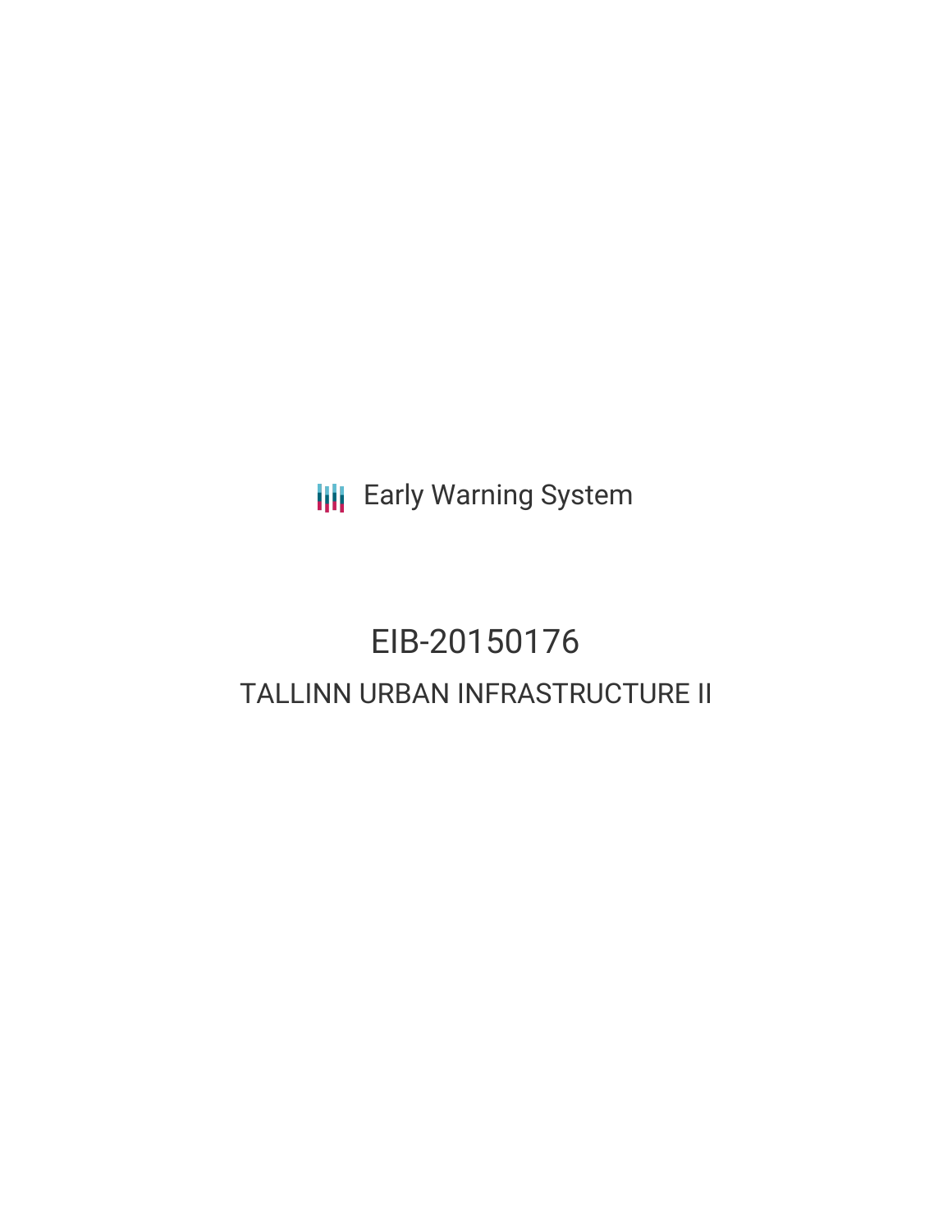Early Warning System

# EIB-20150176

## TALLINN URBAN INFRASTRUCTURE II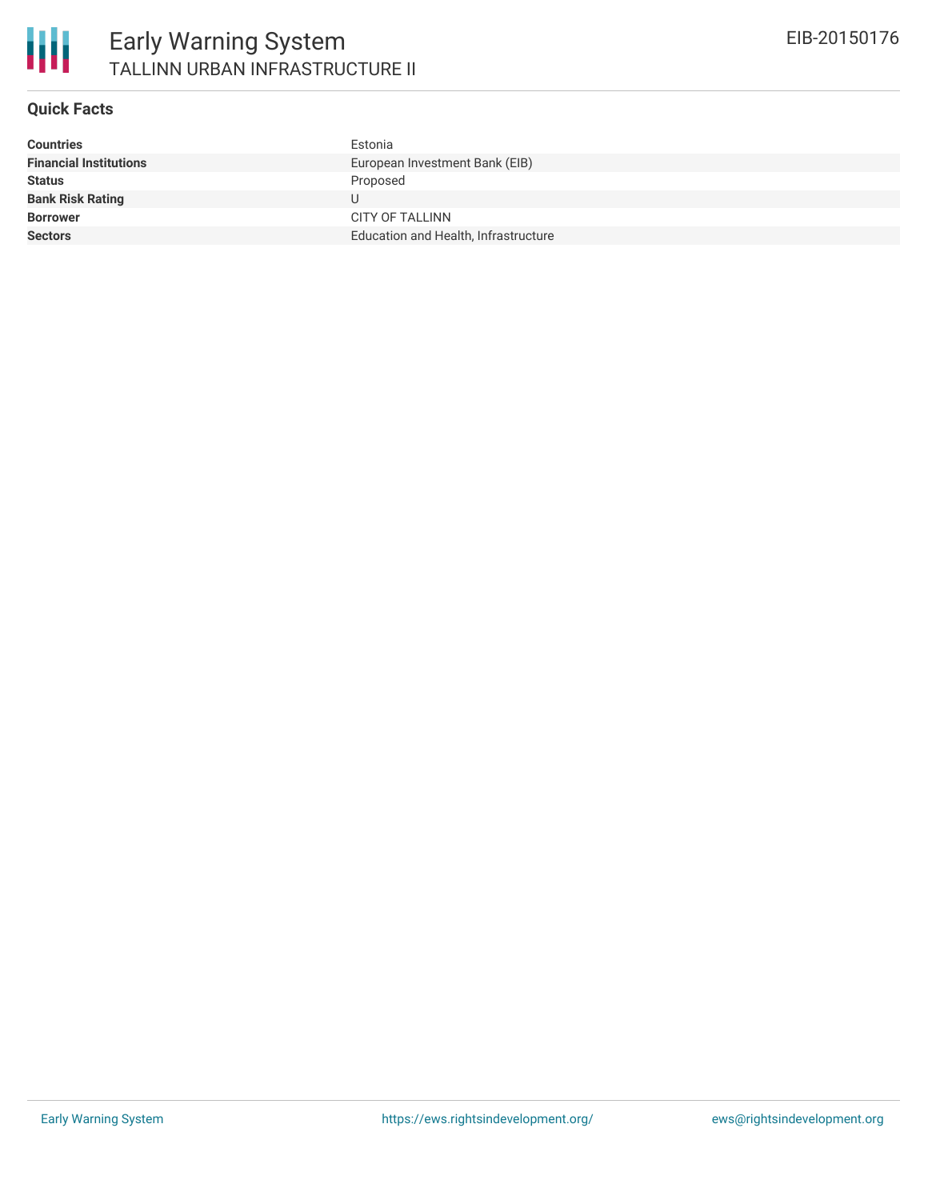# Early Warning System

## TALLINN URBAN INFRASTRUCTURE II

EIB-20150176

### Quick Facts

| | |
|---|---|
| **Countries** | Estonia |
| **Financial Institutions** | European Investment Bank (EIB) |
| **Status** | Proposed |
| **Bank Risk Rating** | U |
| **Borrower** | CITY OF TALLINN |
| **Sectors** | Education and Health, Infrastructure |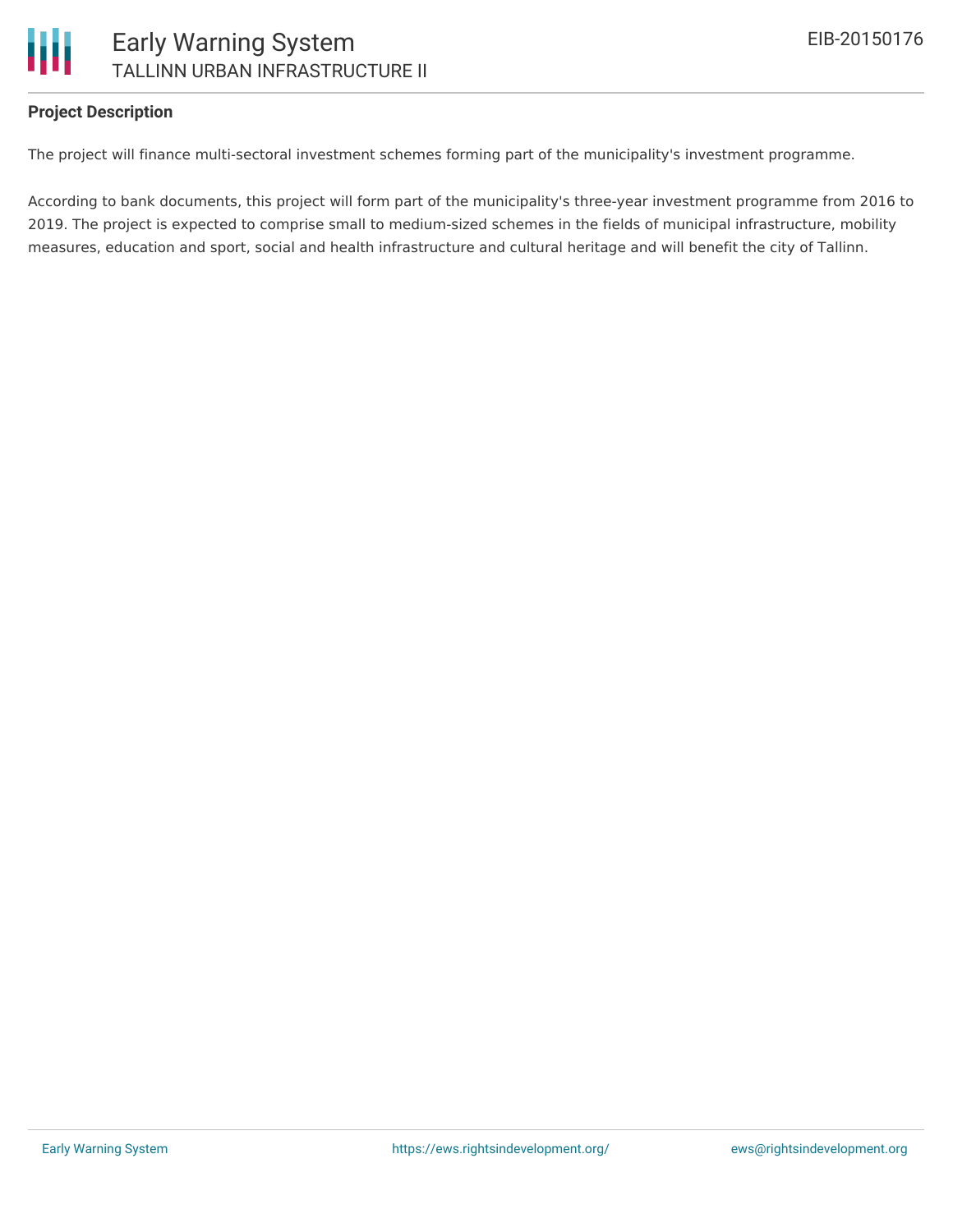**Project Description**

The project will finance multi-sectoral investment schemes forming part of the municipality's investment programme.

According to bank documents, this project will form part of the municipality's three-year investment programme from 2016 to 2019. The project is expected to comprise small to medium-sized schemes in the fields of municipal infrastructure, mobility measures, education and sport, social and health infrastructure and cultural heritage and will benefit the city of Tallinn.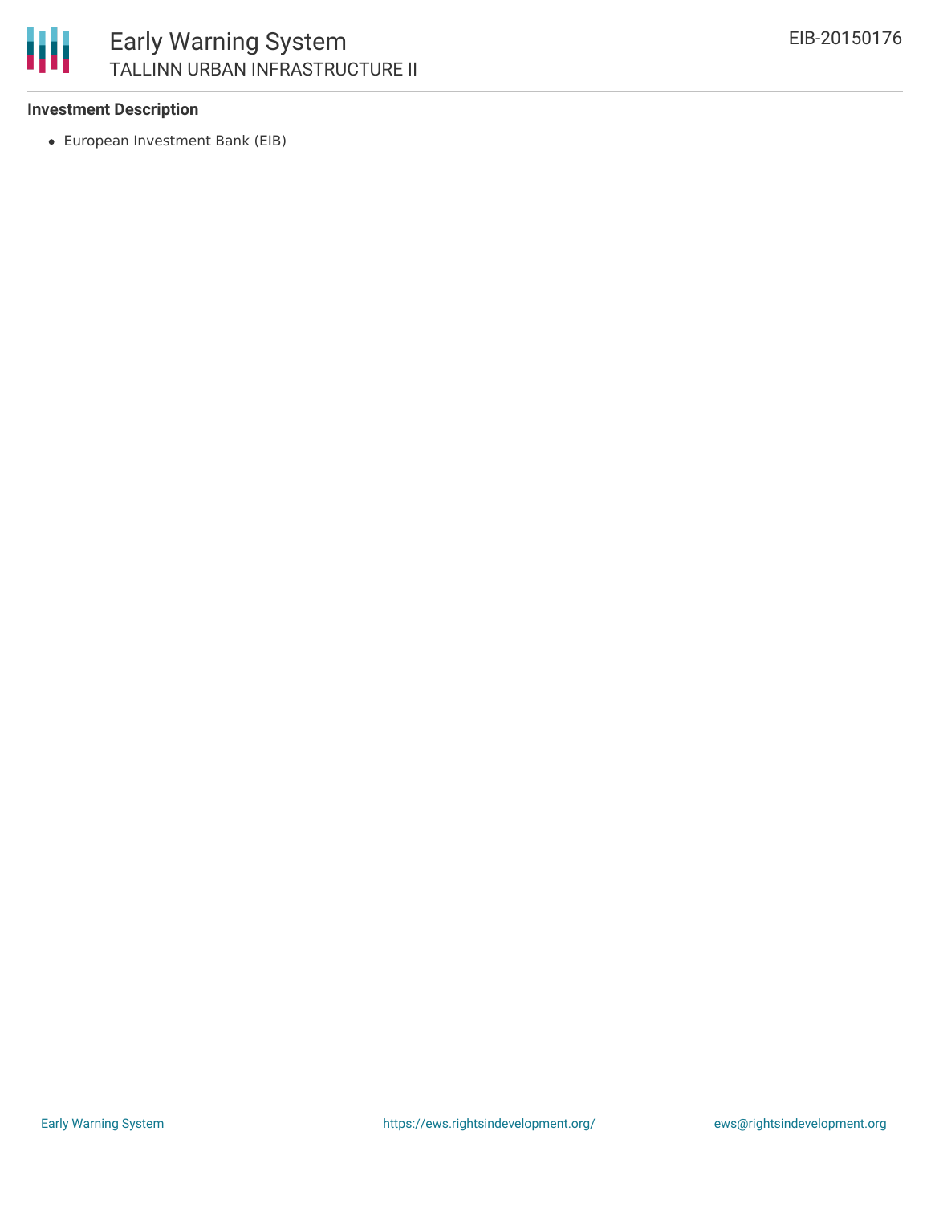**Investment Description**

- European Investment Bank (EIB)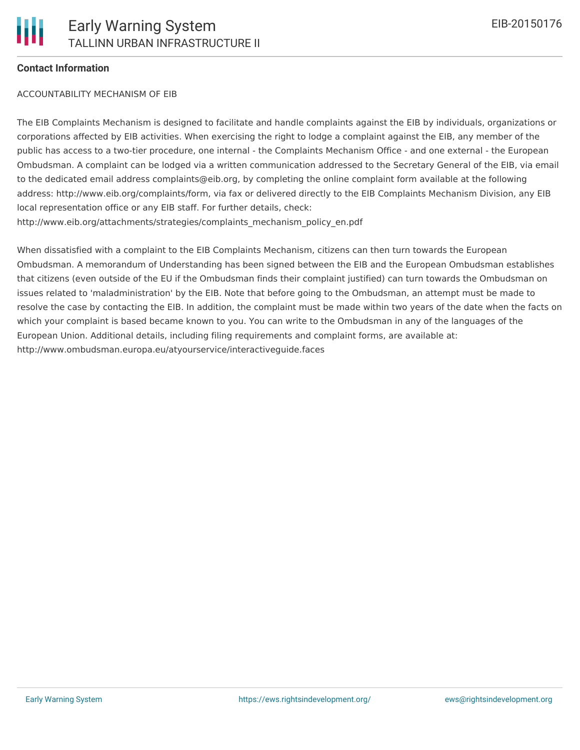**Contact Information**

ACCOUNTABILITY MECHANISM OF EIB

The EIB Complaints Mechanism is designed to facilitate and handle complaints against the EIB by individuals, organizations or corporations affected by EIB activities. When exercising the right to lodge a complaint against the EIB, any member of the public has access to a two-tier procedure, one internal - the Complaints Mechanism Office - and one external - the European Ombudsman. A complaint can be lodged via a written communication addressed to the Secretary General of the EIB, via email to the dedicated email address complaints@eib.org, by completing the online complaint form available at the following address: http://www.eib.org/complaints/form, via fax or delivered directly to the EIB Complaints Mechanism Division, any EIB local representation office or any EIB staff. For further details, check: http://www.eib.org/attachments/strategies/complaints_mechanism_policy_en.pdf

When dissatisfied with a complaint to the EIB Complaints Mechanism, citizens can then turn towards the European Ombudsman. A memorandum of Understanding has been signed between the EIB and the European Ombudsman establishes that citizens (even outside of the EU if the Ombudsman finds their complaint justified) can turn towards the Ombudsman on issues related to 'maladministration' by the EIB. Note that before going to the Ombudsman, an attempt must be made to resolve the case by contacting the EIB. In addition, the complaint must be made within two years of the date when the facts on which your complaint is based became known to you. You can write to the Ombudsman in any of the languages of the European Union. Additional details, including filing requirements and complaint forms, are available at: http://www.ombudsman.europa.eu/atyourservice/interactiveguide.faces